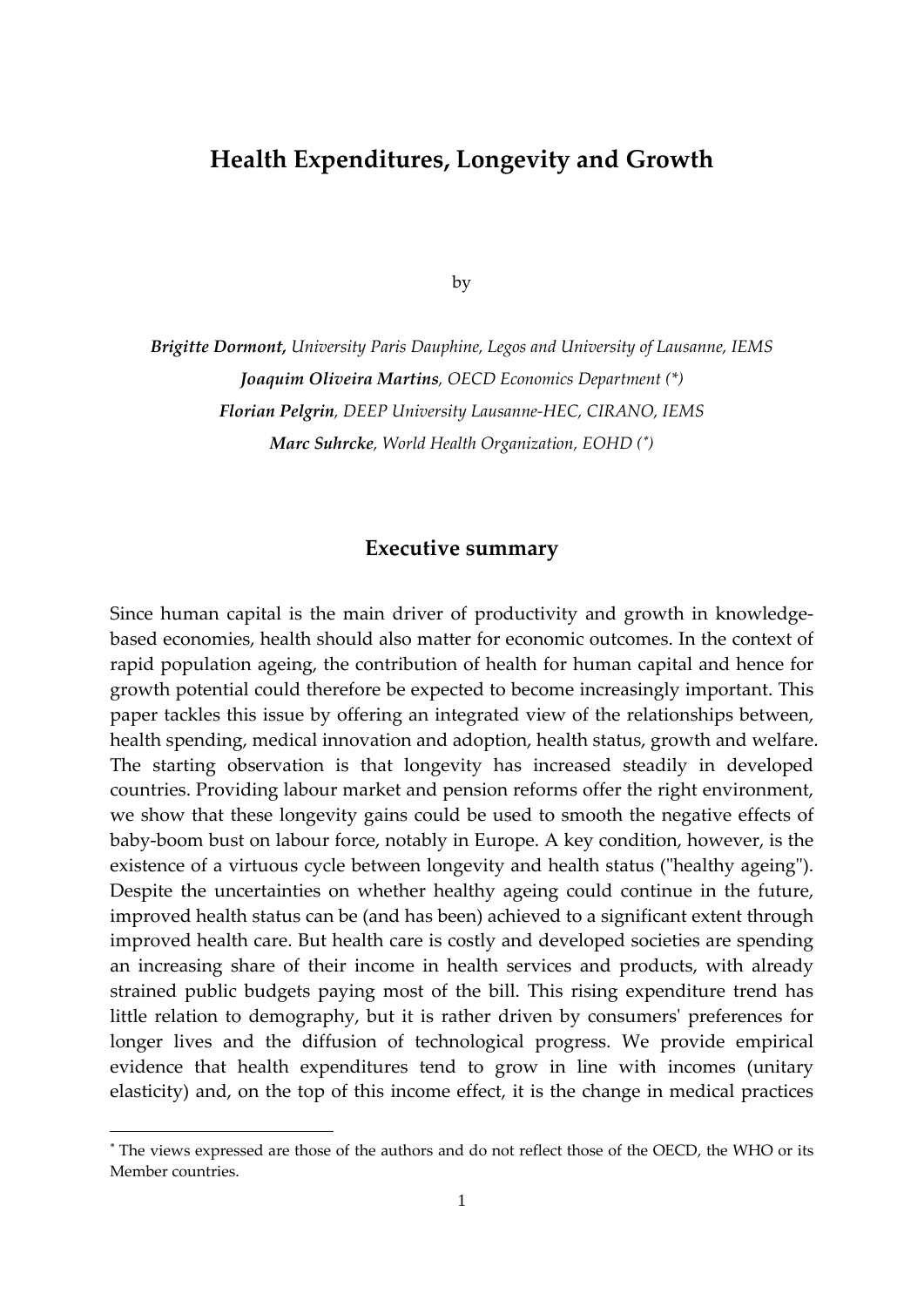# Health Expenditures, Longevity and Growth

by

***Brigitte Dormont,** University Paris Dauphine, Legos and University of Lausanne, IEMS*

***Joaquim Oliveira Martins**, OECD Economics Department (\*)*

***Florian Pelgrin**, DEEP University Lausanne-HEC, CIRANO, IEMS*

***Marc Suhrcke**, World Health Organization, EOHD (\*)*

## Executive summary

Since human capital is the main driver of productivity and growth in knowledge-based economies, health should also matter for economic outcomes. In the context of rapid population ageing, the contribution of health for human capital and hence for growth potential could therefore be expected to become increasingly important. This paper tackles this issue by offering an integrated view of the relationships between, health spending, medical innovation and adoption, health status, growth and welfare. The starting observation is that longevity has increased steadily in developed countries. Providing labour market and pension reforms offer the right environment, we show that these longevity gains could be used to smooth the negative effects of baby-boom bust on labour force, notably in Europe. A key condition, however, is the existence of a virtuous cycle between longevity and health status ("healthy ageing"). Despite the uncertainties on whether healthy ageing could continue in the future, improved health status can be (and has been) achieved to a significant extent through improved health care. But health care is costly and developed societies are spending an increasing share of their income in health services and products, with already strained public budgets paying most of the bill. This rising expenditure trend has little relation to demography, but it is rather driven by consumers' preferences for longer lives and the diffusion of technological progress. We provide empirical evidence that health expenditures tend to grow in line with incomes (unitary elasticity) and, on the top of this income effect, it is the change in medical practices

---

\* The views expressed are those of the authors and do not reflect those of the OECD, the WHO or its Member countries.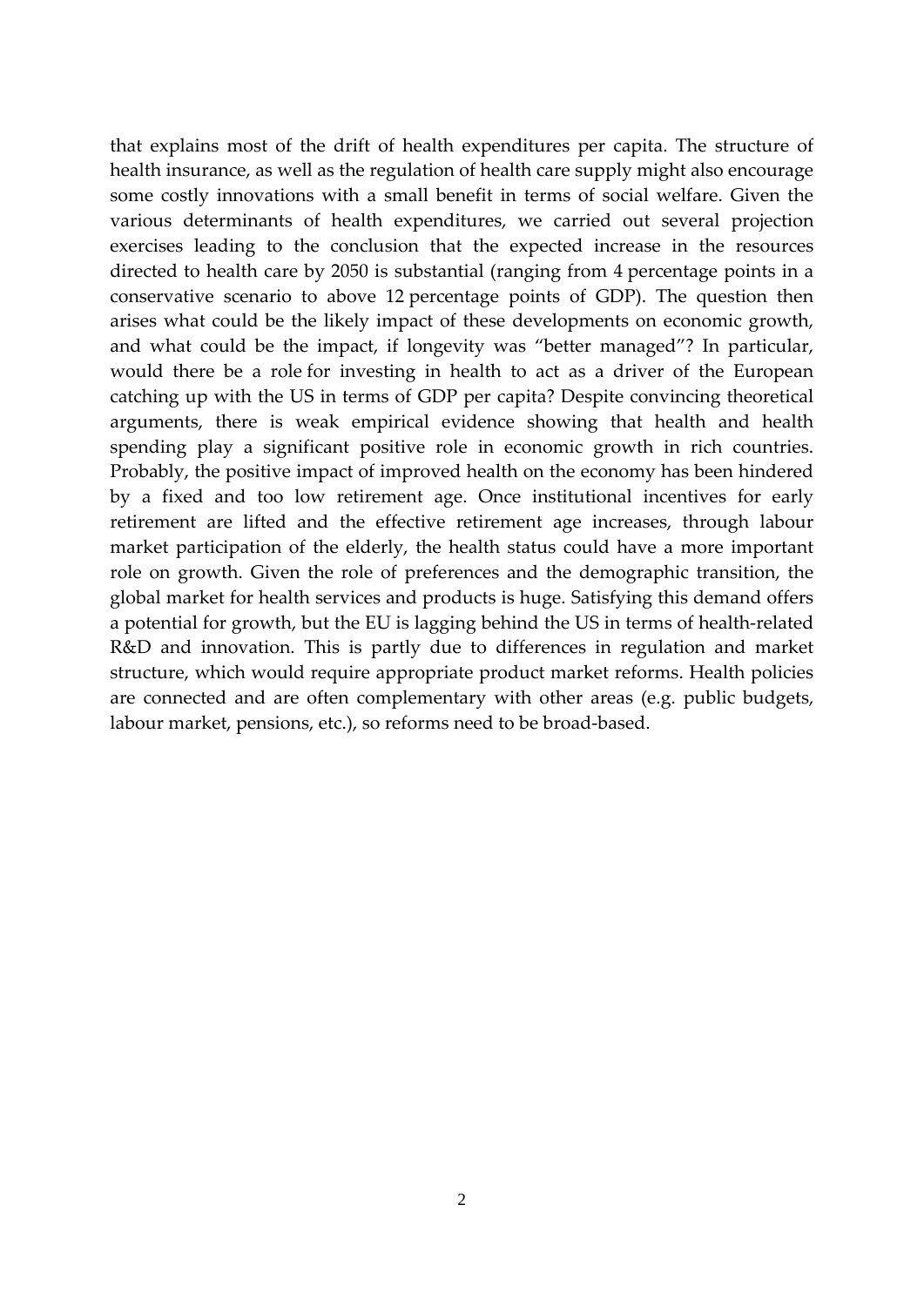that explains most of the drift of health expenditures per capita. The structure of health insurance, as well as the regulation of health care supply might also encourage some costly innovations with a small benefit in terms of social welfare. Given the various determinants of health expenditures, we carried out several projection exercises leading to the conclusion that the expected increase in the resources directed to health care by 2050 is substantial (ranging from 4 percentage points in a conservative scenario to above 12 percentage points of GDP). The question then arises what could be the likely impact of these developments on economic growth, and what could be the impact, if longevity was "better managed"? In particular, would there be a role for investing in health to act as a driver of the European catching up with the US in terms of GDP per capita? Despite convincing theoretical arguments, there is weak empirical evidence showing that health and health spending play a significant positive role in economic growth in rich countries. Probably, the positive impact of improved health on the economy has been hindered by a fixed and too low retirement age. Once institutional incentives for early retirement are lifted and the effective retirement age increases, through labour market participation of the elderly, the health status could have a more important role on growth. Given the role of preferences and the demographic transition, the global market for health services and products is huge. Satisfying this demand offers a potential for growth, but the EU is lagging behind the US in terms of health-related R&D and innovation. This is partly due to differences in regulation and market structure, which would require appropriate product market reforms. Health policies are connected and are often complementary with other areas (e.g. public budgets, labour market, pensions, etc.), so reforms need to be broad-based.